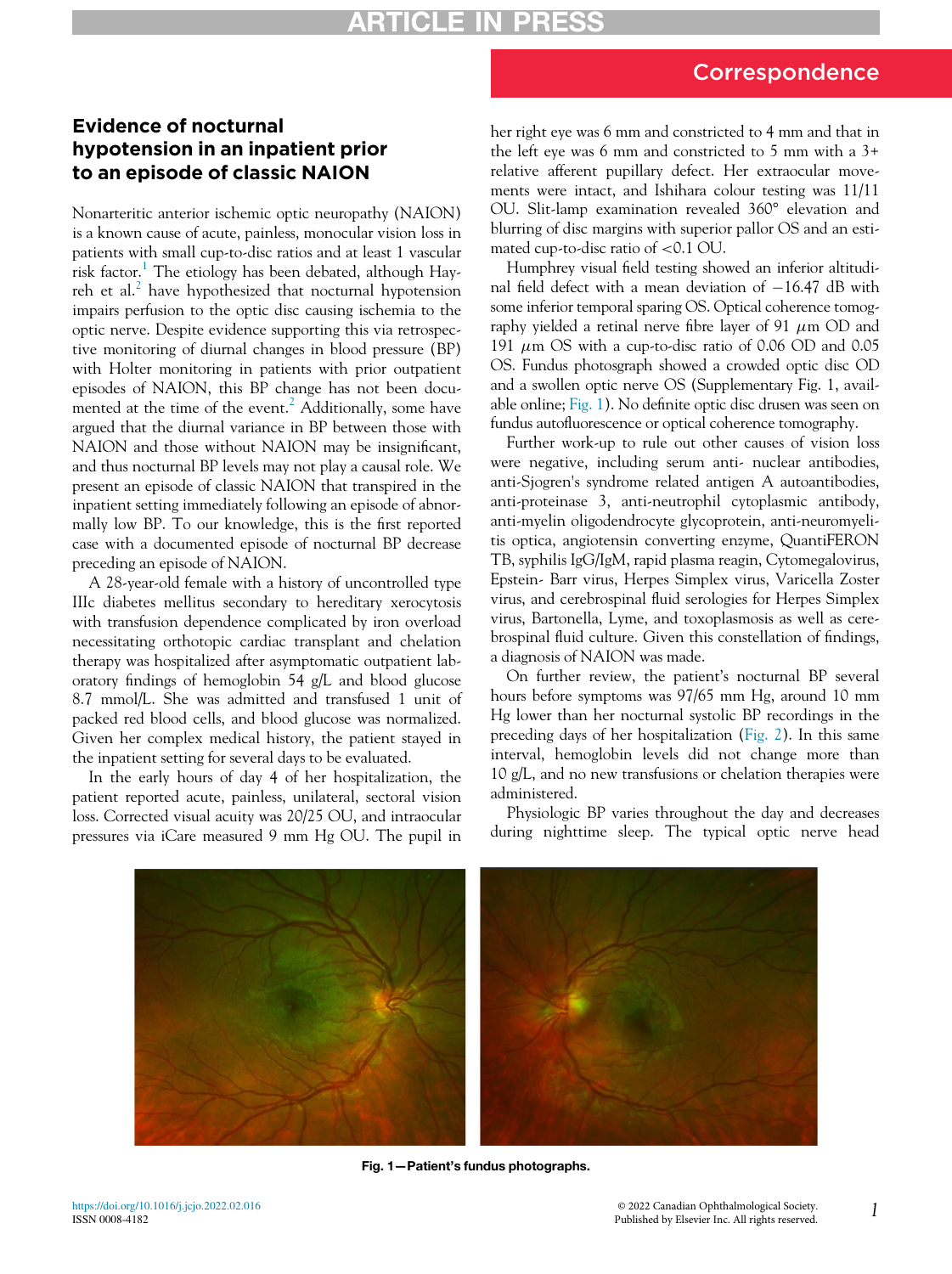Correspondence

# Evidence of nocturnal hypotension in an inpatient prior to an episode of classic NAION

Nonarteritic anterior ischemic optic neuropathy (NAION) is a known cause of acute, painless, monocular vision loss in patients with small cup-to-disc ratios and at least 1 vascular risk factor.[1] The etiology has been debated, although Hayreh et al.[2] have hypothesized that nocturnal hypotension impairs perfusion to the optic disc causing ischemia to the optic nerve. Despite evidence supporting this via retrospective monitoring of diurnal changes in blood pressure (BP) with Holter monitoring in patients with prior outpatient episodes of NAION, this BP change has not been documented at the time of the event.[2] Additionally, some have argued that the diurnal variance in BP between those with NAION and those without NAION may be insignificant, and thus nocturnal BP levels may not play a causal role. We present an episode of classic NAION that transpired in the inpatient setting immediately following an episode of abnormally low BP. To our knowledge, this is the first reported case with a documented episode of nocturnal BP decrease preceding an episode of NAION.

A 28-year-old female with a history of uncontrolled type IIIc diabetes mellitus secondary to hereditary xerocytosis with transfusion dependence complicated by iron overload necessitating orthotopic cardiac transplant and chelation therapy was hospitalized after asymptomatic outpatient laboratory findings of hemoglobin 54 g/L and blood glucose 8.7 mmol/L. She was admitted and transfused 1 unit of packed red blood cells, and blood glucose was normalized. Given her complex medical history, the patient stayed in the inpatient setting for several days to be evaluated.

In the early hours of day 4 of her hospitalization, the patient reported acute, painless, unilateral, sectoral vision loss. Corrected visual acuity was 20/25 OU, and intraocular pressures via iCare measured 9 mm Hg OU. The pupil in her right eye was 6 mm and constricted to 4 mm and that in the left eye was 6 mm and constricted to 5 mm with a 3+ relative afferent pupillary defect. Her extraocular movements were intact, and Ishihara colour testing was 11/11 OU. Slit-lamp examination revealed 360° elevation and blurring of disc margins with superior pallor OS and an estimated cup-to-disc ratio of <0.1 OU.

Humphrey visual field testing showed an inferior altitudinal field defect with a mean deviation of −16.47 dB with some inferior temporal sparing OS. Optical coherence tomography yielded a retinal nerve fibre layer of 91 μm OD and 191 μm OS with a cup-to-disc ratio of 0.06 OD and 0.05 OS. Fundus photogsraph showed a crowded optic disc OD and a swollen optic nerve OS (Supplementary Fig. 1, available online; Fig. 1). No definite optic disc drusen was seen on fundus autofluorescence or optical coherence tomography.

Further work-up to rule out other causes of vision loss were negative, including serum anti- nuclear antibodies, anti-Sjogren's syndrome related antigen A autoantibodies, anti-proteinase 3, anti-neutrophil cytoplasmic antibody, anti-myelin oligodendrocyte glycoprotein, anti-neuromyelitis optica, angiotensin converting enzyme, QuantiFERON TB, syphilis IgG/IgM, rapid plasma reagin, Cytomegalovirus, Epstein- Barr virus, Herpes Simplex virus, Varicella Zoster virus, and cerebrospinal fluid serologies for Herpes Simplex virus, Bartonella, Lyme, and toxoplasmosis as well as cerebrospinal fluid culture. Given this constellation of findings, a diagnosis of NAION was made.

On further review, the patient's nocturnal BP several hours before symptoms was 97/65 mm Hg, around 10 mm Hg lower than her nocturnal systolic BP recordings in the preceding days of her hospitalization (Fig. 2). In this same interval, hemoglobin levels did not change more than 10 g/L, and no new transfusions or chelation therapies were administered.

Physiologic BP varies throughout the day and decreases during nighttime sleep. The typical optic nerve head

Fig. 1—Patient's fundus photographs.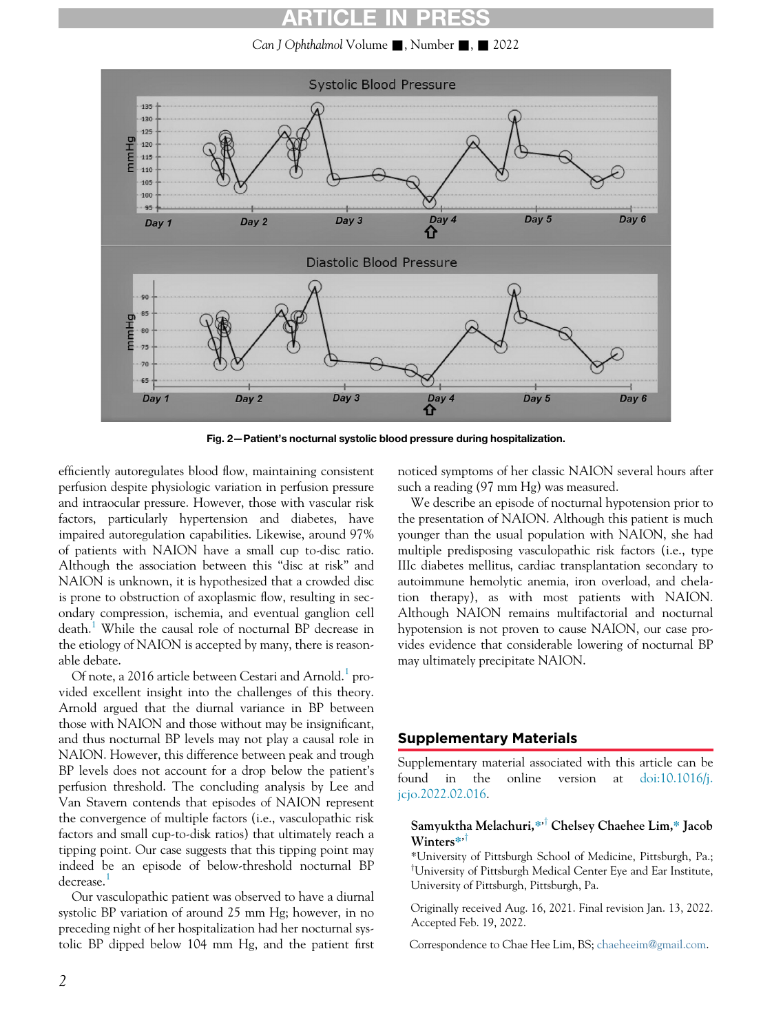Fig. 2—Patient's nocturnal systolic blood pressure during hospitalization.

efficiently autoregulates blood flow, maintaining consistent perfusion despite physiologic variation in perfusion pressure and intraocular pressure. However, those with vascular risk factors, particularly hypertension and diabetes, have impaired autoregulation capabilities. Likewise, around 97% of patients with NAION have a small cup to-disc ratio. Although the association between this "disc at risk" and NAION is unknown, it is hypothesized that a crowded disc is prone to obstruction of axoplasmic flow, resulting in secondary compression, ischemia, and eventual ganglion cell death.[1] While the causal role of nocturnal BP decrease in the etiology of NAION is accepted by many, there is reasonable debate.

Of note, a 2016 article between Cestari and Arnold.[1] provided excellent insight into the challenges of this theory. Arnold argued that the diurnal variance in BP between those with NAION and those without may be insignificant, and thus nocturnal BP levels may not play a causal role in NAION. However, this difference between peak and trough BP levels does not account for a drop below the patient's perfusion threshold. The concluding analysis by Lee and Van Stavern contends that episodes of NAION represent the convergence of multiple factors (i.e., vasculopathic risk factors and small cup-to-disk ratios) that ultimately reach a tipping point. Our case suggests that this tipping point may indeed be an episode of below-threshold nocturnal BP decrease.[1]

Our vasculopathic patient was observed to have a diurnal systolic BP variation of around 25 mm Hg; however, in no preceding night of her hospitalization had her nocturnal systolic BP dipped below 104 mm Hg, and the patient first noticed symptoms of her classic NAION several hours after such a reading (97 mm Hg) was measured.

We describe an episode of nocturnal hypotension prior to the presentation of NAION. Although this patient is much younger than the usual population with NAION, she had multiple predisposing vasculopathic risk factors (i.e., type IIIc diabetes mellitus, cardiac transplantation secondary to autoimmune hemolytic anemia, iron overload, and chelation therapy), as with most patients with NAION. Although NAION remains multifactorial and nocturnal hypotension is not proven to cause NAION, our case provides evidence that considerable lowering of nocturnal BP may ultimately precipitate NAION.

## Supplementary Materials

Supplementary material associated with this article can be found in the online version at doi:10.1016/j.jcjo.2022.02.016.

**Samyuktha Melachuri,[*,†] Chelsey Chaehee Lim,[*] Jacob Winters[*,†]**

[*]University of Pittsburgh School of Medicine, Pittsburgh, Pa.; [†]University of Pittsburgh Medical Center Eye and Ear Institute, University of Pittsburgh, Pittsburgh, Pa.

Originally received Aug. 16, 2021. Final revision Jan. 13, 2022. Accepted Feb. 19, 2022.

Correspondence to Chae Hee Lim, BS; chaeheeim@gmail.com.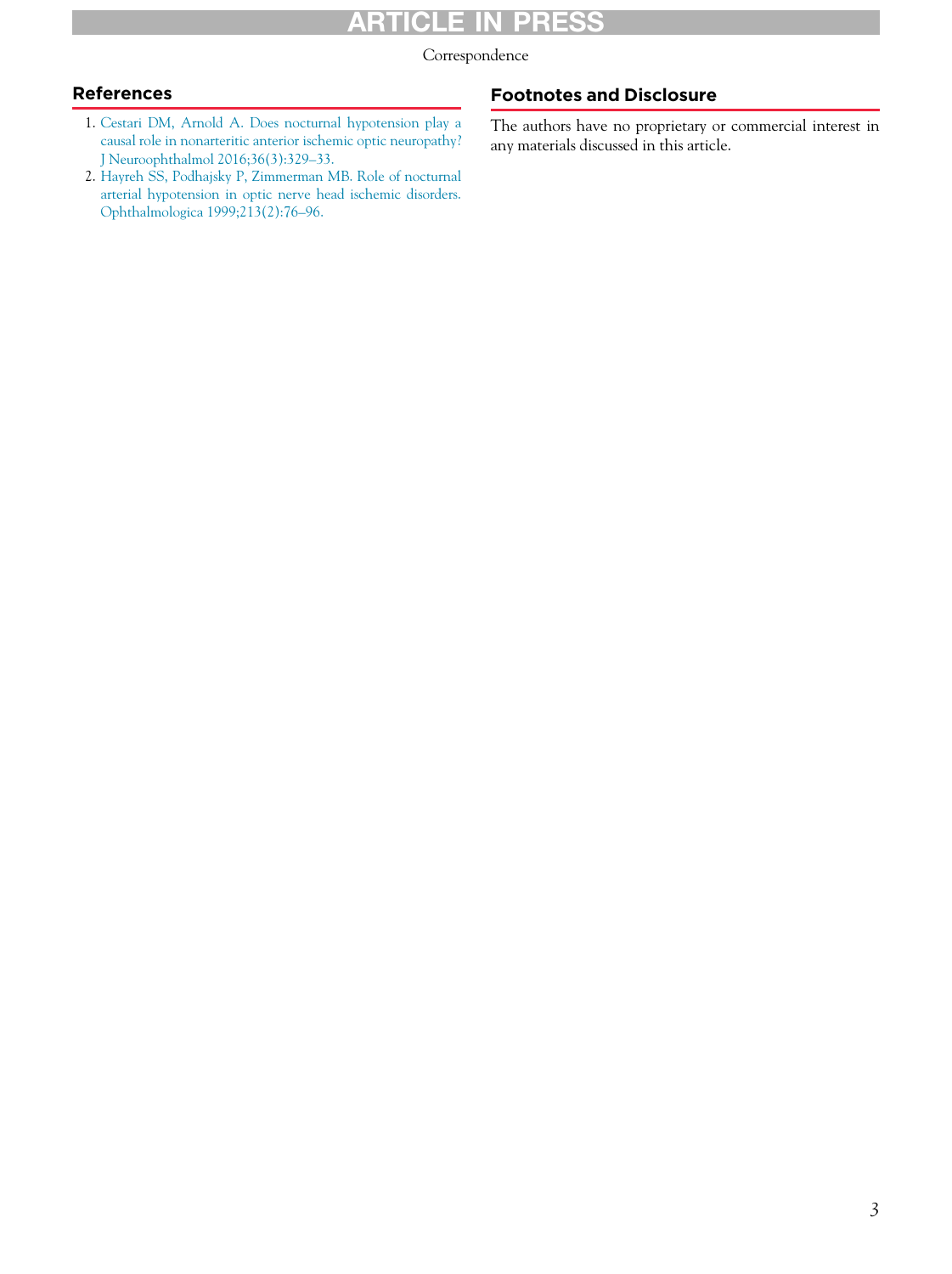## References

1. Cestari DM, Arnold A. Does nocturnal hypotension play a causal role in nonarteritic anterior ischemic optic neuropathy? J Neuroophthalmol 2016;36(3):329–33.
2. Hayreh SS, Podhajsky P, Zimmerman MB. Role of nocturnal arterial hypotension in optic nerve head ischemic disorders. Ophthalmologica 1999;213(2):76–96.

## Footnotes and Disclosure

The authors have no proprietary or commercial interest in any materials discussed in this article.